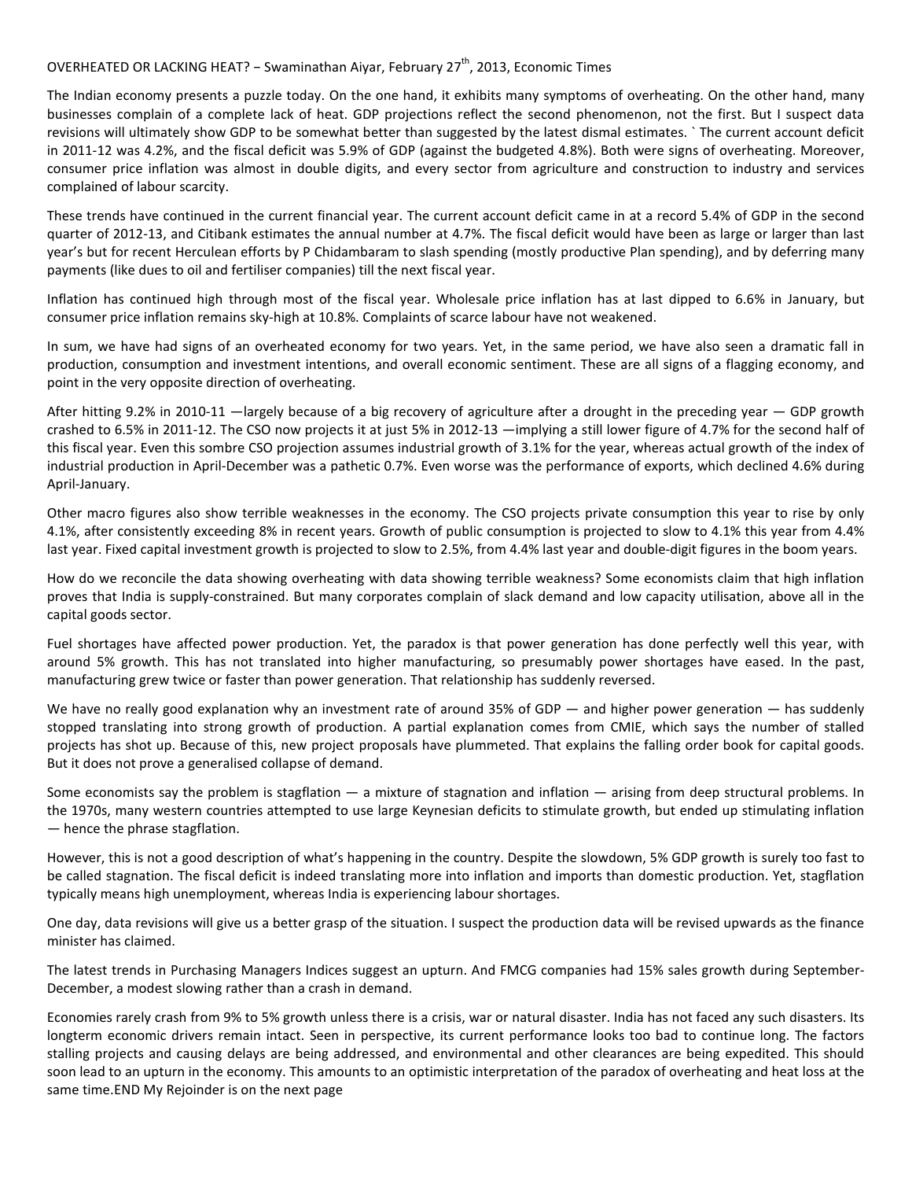OVERHEATED OR LACKING HEAT? – Swaminathan Aiyar, February 27th, 2013, Economic Times

The Indian economy presents a puzzle today. On the one hand, it exhibits many symptoms of overheating. On the other hand, many businesses complain of a complete lack of heat. GDP projections reflect the second phenomenon, not the first. But I suspect data revisions will ultimately show GDP to be somewhat better than suggested by the latest dismal estimates. ` The current account deficit in 2011-12 was 4.2%, and the fiscal deficit was 5.9% of GDP (against the budgeted 4.8%). Both were signs of overheating. Moreover, consumer price inflation was almost in double digits, and every sector from agriculture and construction to industry and services complained of labour scarcity.

These trends have continued in the current financial year. The current account deficit came in at a record 5.4% of GDP in the second quarter of 2012-13, and Citibank estimates the annual number at 4.7%. The fiscal deficit would have been as large or larger than last year's but for recent Herculean efforts by P Chidambaram to slash spending (mostly productive Plan spending), and by deferring many payments (like dues to oil and fertiliser companies) till the next fiscal year.

Inflation has continued high through most of the fiscal year. Wholesale price inflation has at last dipped to 6.6% in January, but consumer price inflation remains sky-high at 10.8%. Complaints of scarce labour have not weakened.

In sum, we have had signs of an overheated economy for two years. Yet, in the same period, we have also seen a dramatic fall in production, consumption and investment intentions, and overall economic sentiment. These are all signs of a flagging economy, and point in the very opposite direction of overheating.

After hitting 9.2% in 2010-11 —largely because of a big recovery of agriculture after a drought in the preceding year — GDP growth crashed to 6.5% in 2011-12. The CSO now projects it at just 5% in 2012-13 —implying a still lower figure of 4.7% for the second half of this fiscal year. Even this sombre CSO projection assumes industrial growth of 3.1% for the year, whereas actual growth of the index of industrial production in April-December was a pathetic 0.7%. Even worse was the performance of exports, which declined 4.6% during April-January.

Other macro figures also show terrible weaknesses in the economy. The CSO projects private consumption this year to rise by only 4.1%, after consistently exceeding 8% in recent years. Growth of public consumption is projected to slow to 4.1% this year from 4.4% last year. Fixed capital investment growth is projected to slow to 2.5%, from 4.4% last year and double-digit figures in the boom years.

How do we reconcile the data showing overheating with data showing terrible weakness? Some economists claim that high inflation proves that India is supply-constrained. But many corporates complain of slack demand and low capacity utilisation, above all in the capital goods sector.

Fuel shortages have affected power production. Yet, the paradox is that power generation has done perfectly well this year, with around 5% growth. This has not translated into higher manufacturing, so presumably power shortages have eased. In the past, manufacturing grew twice or faster than power generation. That relationship has suddenly reversed.

We have no really good explanation why an investment rate of around 35% of GDP — and higher power generation — has suddenly stopped translating into strong growth of production. A partial explanation comes from CMIE, which says the number of stalled projects has shot up. Because of this, new project proposals have plummeted. That explains the falling order book for capital goods. But it does not prove a generalised collapse of demand.

Some economists say the problem is stagflation — a mixture of stagnation and inflation — arising from deep structural problems. In the 1970s, many western countries attempted to use large Keynesian deficits to stimulate growth, but ended up stimulating inflation — hence the phrase stagflation.

However, this is not a good description of what's happening in the country. Despite the slowdown, 5% GDP growth is surely too fast to be called stagnation. The fiscal deficit is indeed translating more into inflation and imports than domestic production. Yet, stagflation typically means high unemployment, whereas India is experiencing labour shortages.

One day, data revisions will give us a better grasp of the situation. I suspect the production data will be revised upwards as the finance minister has claimed.

The latest trends in Purchasing Managers Indices suggest an upturn. And FMCG companies had 15% sales growth during September-December, a modest slowing rather than a crash in demand.

Economies rarely crash from 9% to 5% growth unless there is a crisis, war or natural disaster. India has not faced any such disasters. Its longterm economic drivers remain intact. Seen in perspective, its current performance looks too bad to continue long. The factors stalling projects and causing delays are being addressed, and environmental and other clearances are being expedited. This should soon lead to an upturn in the economy. This amounts to an optimistic interpretation of the paradox of overheating and heat loss at the same time.END My Rejoinder is on the next page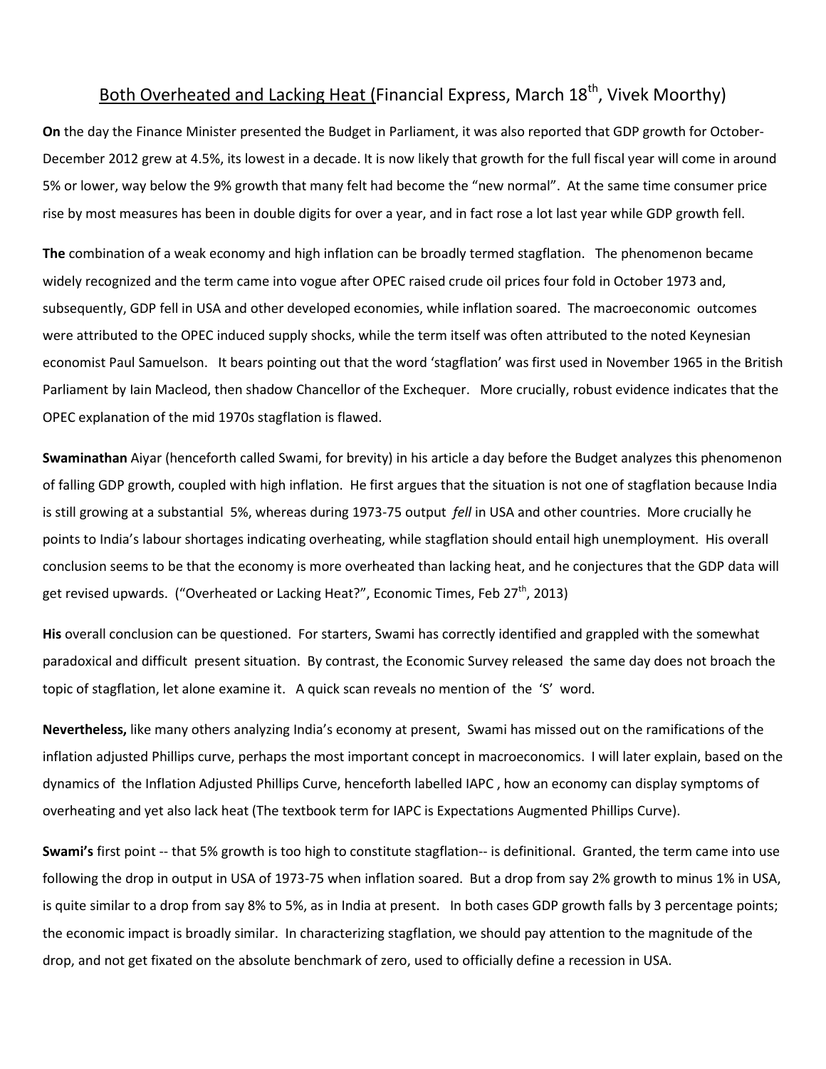# Both Overheated and Lacking Heat (Financial Express, March 18th, Vivek Moorthy)

**On** the day the Finance Minister presented the Budget in Parliament, it was also reported that GDP growth for October-December 2012 grew at 4.5%, its lowest in a decade. It is now likely that growth for the full fiscal year will come in around 5% or lower, way below the 9% growth that many felt had become the "new normal". At the same time consumer price rise by most measures has been in double digits for over a year, and in fact rose a lot last year while GDP growth fell.

**The** combination of a weak economy and high inflation can be broadly termed stagflation. The phenomenon became widely recognized and the term came into vogue after OPEC raised crude oil prices four fold in October 1973 and, subsequently, GDP fell in USA and other developed economies, while inflation soared. The macroeconomic outcomes were attributed to the OPEC induced supply shocks, while the term itself was often attributed to the noted Keynesian economist Paul Samuelson. It bears pointing out that the word 'stagflation' was first used in November 1965 in the British Parliament by Iain Macleod, then shadow Chancellor of the Exchequer. More crucially, robust evidence indicates that the OPEC explanation of the mid 1970s stagflation is flawed.

**Swaminathan** Aiyar (henceforth called Swami, for brevity) in his article a day before the Budget analyzes this phenomenon of falling GDP growth, coupled with high inflation. He first argues that the situation is not one of stagflation because India is still growing at a substantial 5%, whereas during 1973-75 output *fell* in USA and other countries. More crucially he points to India's labour shortages indicating overheating, while stagflation should entail high unemployment. His overall conclusion seems to be that the economy is more overheated than lacking heat, and he conjectures that the GDP data will get revised upwards. ("Overheated or Lacking Heat?", Economic Times, Feb 27th, 2013)

**His** overall conclusion can be questioned. For starters, Swami has correctly identified and grappled with the somewhat paradoxical and difficult present situation. By contrast, the Economic Survey released the same day does not broach the topic of stagflation, let alone examine it. A quick scan reveals no mention of the 'S' word.

**Nevertheless,** like many others analyzing India's economy at present, Swami has missed out on the ramifications of the inflation adjusted Phillips curve, perhaps the most important concept in macroeconomics. I will later explain, based on the dynamics of the Inflation Adjusted Phillips Curve, henceforth labelled IAPC , how an economy can display symptoms of overheating and yet also lack heat (The textbook term for IAPC is Expectations Augmented Phillips Curve).

**Swami's** first point -- that 5% growth is too high to constitute stagflation-- is definitional. Granted, the term came into use following the drop in output in USA of 1973-75 when inflation soared. But a drop from say 2% growth to minus 1% in USA, is quite similar to a drop from say 8% to 5%, as in India at present. In both cases GDP growth falls by 3 percentage points; the economic impact is broadly similar. In characterizing stagflation, we should pay attention to the magnitude of the drop, and not get fixated on the absolute benchmark of zero, used to officially define a recession in USA.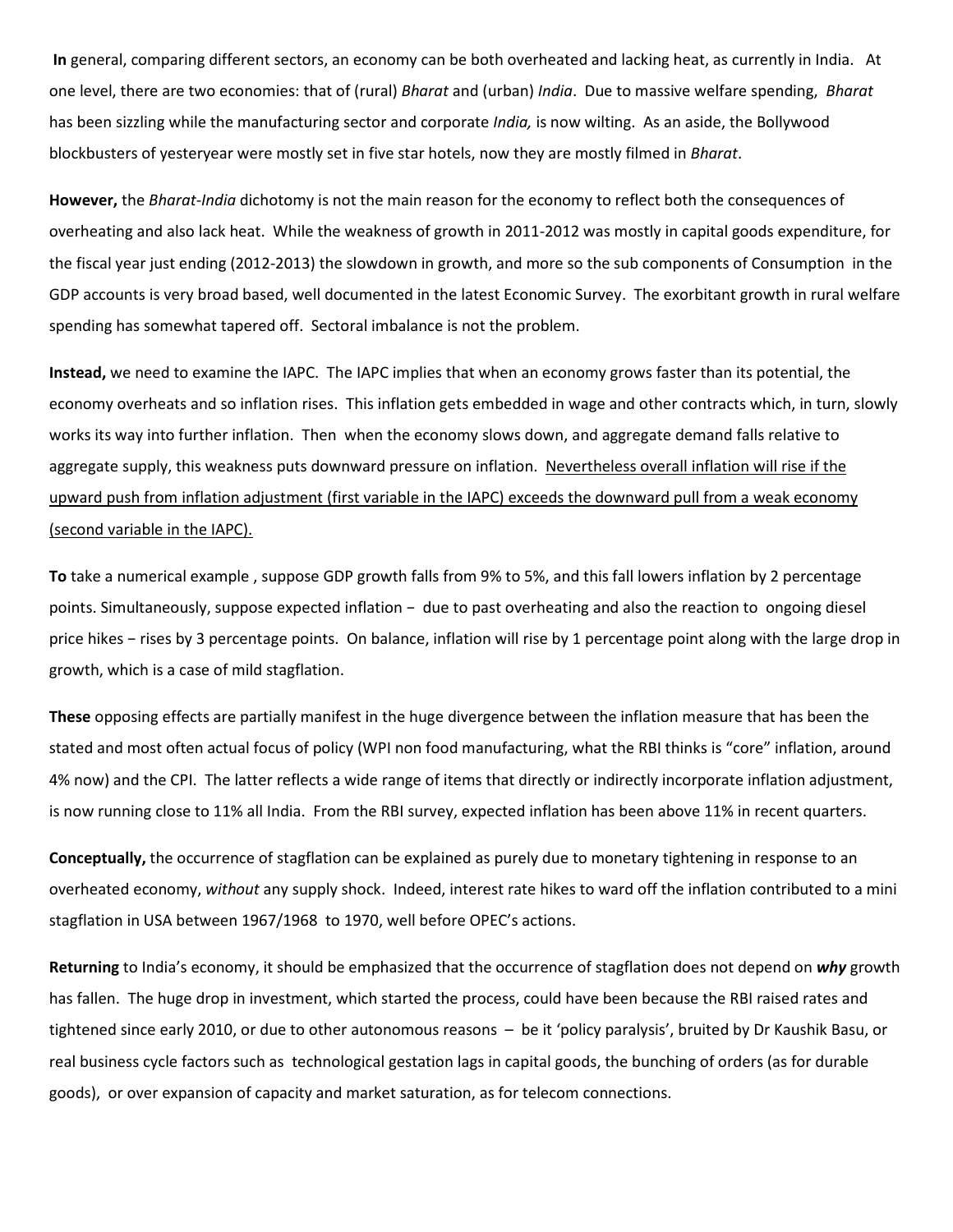**In** general, comparing different sectors, an economy can be both overheated and lacking heat, as currently in India. At one level, there are two economies: that of (rural) *Bharat* and (urban) *India*. Due to massive welfare spending, *Bharat* has been sizzling while the manufacturing sector and corporate *India,* is now wilting. As an aside, the Bollywood blockbusters of yesteryear were mostly set in five star hotels, now they are mostly filmed in *Bharat*.

**However,** the *Bharat-India* dichotomy is not the main reason for the economy to reflect both the consequences of overheating and also lack heat. While the weakness of growth in 2011-2012 was mostly in capital goods expenditure, for the fiscal year just ending (2012-2013) the slowdown in growth, and more so the sub components of Consumption in the GDP accounts is very broad based, well documented in the latest Economic Survey. The exorbitant growth in rural welfare spending has somewhat tapered off. Sectoral imbalance is not the problem.

**Instead,** we need to examine the IAPC. The IAPC implies that when an economy grows faster than its potential, the economy overheats and so inflation rises. This inflation gets embedded in wage and other contracts which, in turn, slowly works its way into further inflation. Then when the economy slows down, and aggregate demand falls relative to aggregate supply, this weakness puts downward pressure on inflation. <u>Nevertheless overall inflation will rise if the upward push from inflation adjustment (first variable in the IAPC) exceeds the downward pull from a weak economy (second variable in the IAPC).</u>

**To** take a numerical example , suppose GDP growth falls from 9% to 5%, and this fall lowers inflation by 2 percentage points. Simultaneously, suppose expected inflation − due to past overheating and also the reaction to ongoing diesel price hikes − rises by 3 percentage points. On balance, inflation will rise by 1 percentage point along with the large drop in growth, which is a case of mild stagflation.

**These** opposing effects are partially manifest in the huge divergence between the inflation measure that has been the stated and most often actual focus of policy (WPI non food manufacturing, what the RBI thinks is "core" inflation, around 4% now) and the CPI. The latter reflects a wide range of items that directly or indirectly incorporate inflation adjustment, is now running close to 11% all India. From the RBI survey, expected inflation has been above 11% in recent quarters.

**Conceptually,** the occurrence of stagflation can be explained as purely due to monetary tightening in response to an overheated economy, *without* any supply shock. Indeed, interest rate hikes to ward off the inflation contributed to a mini stagflation in USA between 1967/1968 to 1970, well before OPEC's actions.

**Returning** to India's economy, it should be emphasized that the occurrence of stagflation does not depend on ***why*** growth has fallen. The huge drop in investment, which started the process, could have been because the RBI raised rates and tightened since early 2010, or due to other autonomous reasons – be it 'policy paralysis', bruited by Dr Kaushik Basu, or real business cycle factors such as technological gestation lags in capital goods, the bunching of orders (as for durable goods), or over expansion of capacity and market saturation, as for telecom connections.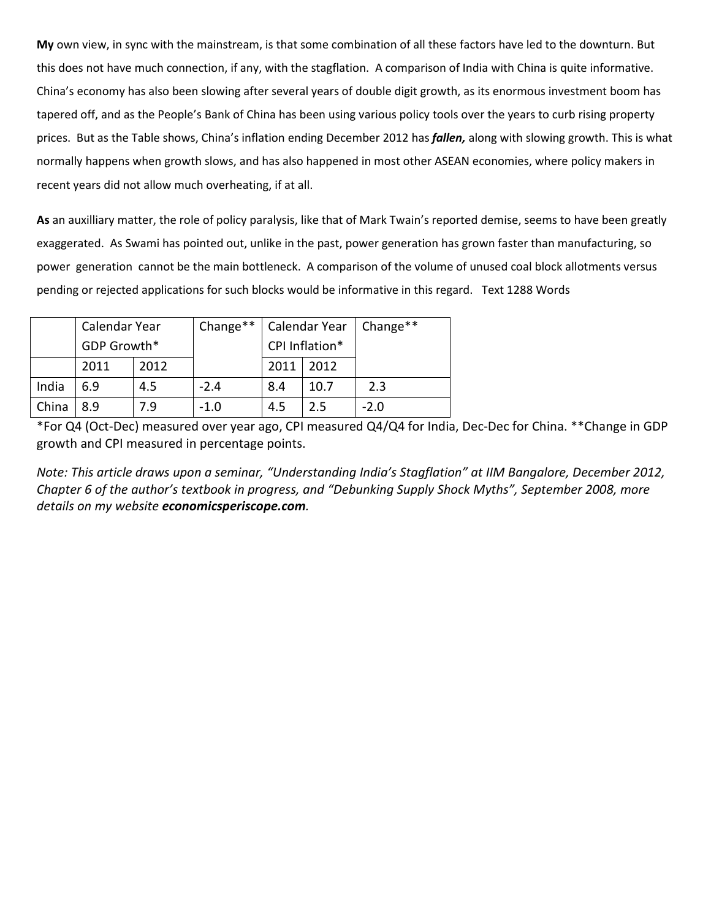**My** own view, in sync with the mainstream, is that some combination of all these factors have led to the downturn. But this does not have much connection, if any, with the stagflation. A comparison of India with China is quite informative. China's economy has also been slowing after several years of double digit growth, as its enormous investment boom has tapered off, and as the People's Bank of China has been using various policy tools over the years to curb rising property prices. But as the Table shows, China's inflation ending December 2012 has ***fallen,*** along with slowing growth. This is what normally happens when growth slows, and has also happened in most other ASEAN economies, where policy makers in recent years did not allow much overheating, if at all.

**As** an auxilliary matter, the role of policy paralysis, like that of Mark Twain's reported demise, seems to have been greatly exaggerated. As Swami has pointed out, unlike in the past, power generation has grown faster than manufacturing, so power generation cannot be the main bottleneck. A comparison of the volume of unused coal block allotments versus pending or rejected applications for such blocks would be informative in this regard. Text 1288 Words

| | Calendar Year GDP Growth* | | Change** | Calendar Year CPI Inflation* | | Change** |
|---|---|---|---|---|---|---|
| | 2011 | 2012 | | 2011 | 2012 | |
| India | 6.9 | 4.5 | -2.4 | 8.4 | 10.7 | 2.3 |
| China | 8.9 | 7.9 | -1.0 | 4.5 | 2.5 | -2.0 |

*For Q4 (Oct-Dec) measured over year ago, CPI measured Q4/Q4 for India, Dec-Dec for China. **Change in GDP growth and CPI measured in percentage points.

*Note: This article draws upon a seminar, "Understanding India's Stagflation" at IIM Bangalore, December 2012, Chapter 6 of the author's textbook in progress, and "Debunking Supply Shock Myths", September 2008, more details on my website **economicsperiscope.com**.*